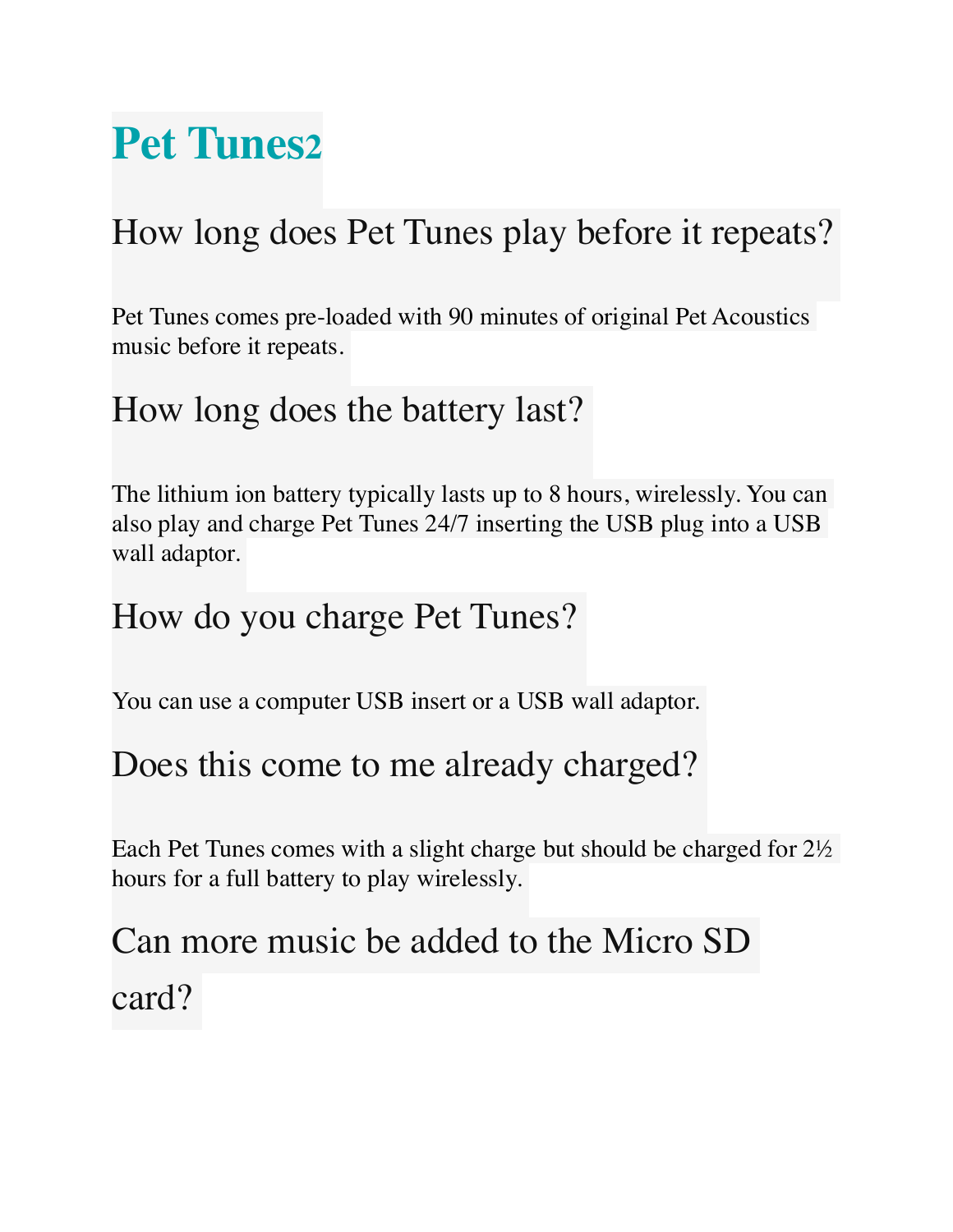# Pet Tunes2

## How long does Pet Tunes play before it repeats?

Pet Tunes comes pre-loaded with 90 minutes of original Pet Acoustics music before it repeats.

## How long does the battery last?

The lithium ion battery typically lasts up to 8 hours, wirelessly. You can also play and charge Pet Tunes 24/7 inserting the USB plug into a USB wall adaptor.

## How do you charge Pet Tunes?

You can use a computer USB insert or a USB wall adaptor.

## Does this come to me already charged?

Each Pet Tunes comes with a slight charge but should be charged for 2½ hours for a full battery to play wirelessly.

## Can more music be added to the Micro SD card?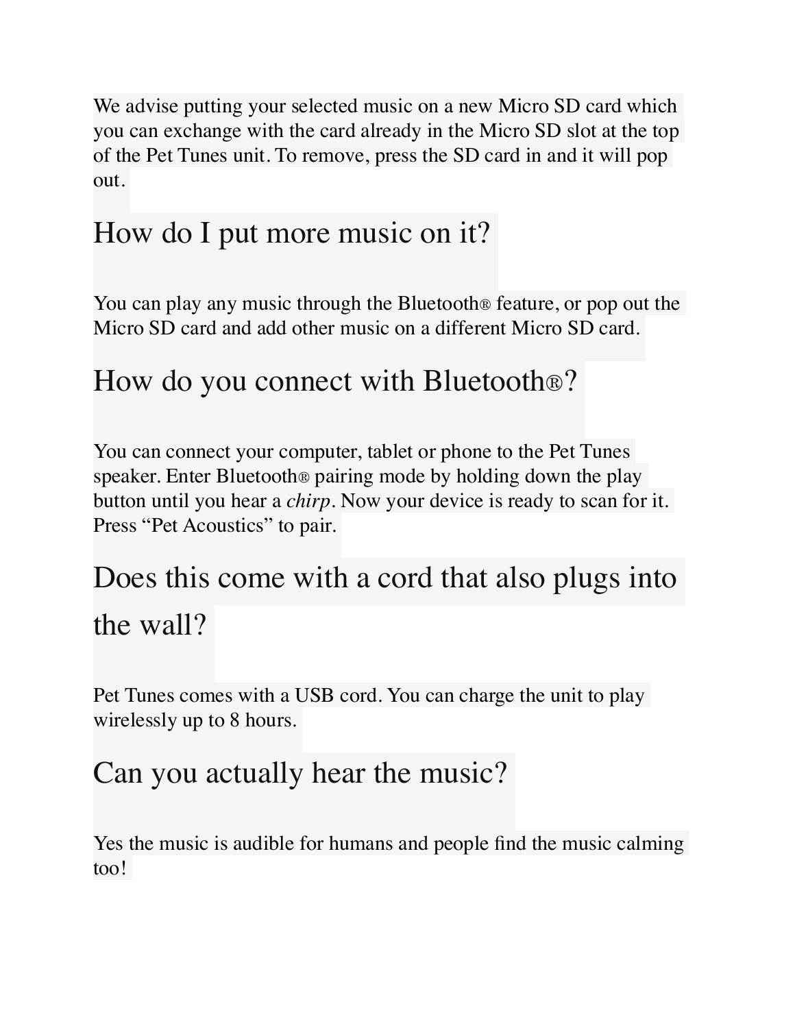We advise putting your selected music on a new Micro SD card which you can exchange with the card already in the Micro SD slot at the top of the Pet Tunes unit. To remove, press the SD card in and it will pop out.

## How do I put more music on it?

You can play any music through the Bluetooth® feature, or pop out the Micro SD card and add other music on a different Micro SD card.

## How do you connect with Bluetooth®?

You can connect your computer, tablet or phone to the Pet Tunes speaker. Enter Bluetooth® pairing mode by holding down the play button until you hear a *chirp*. Now your device is ready to scan for it. Press "Pet Acoustics" to pair.

## Does this come with a cord that also plugs into the wall?

Pet Tunes comes with a USB cord. You can charge the unit to play wirelessly up to 8 hours.

## Can you actually hear the music?

Yes the music is audible for humans and people find the music calming too!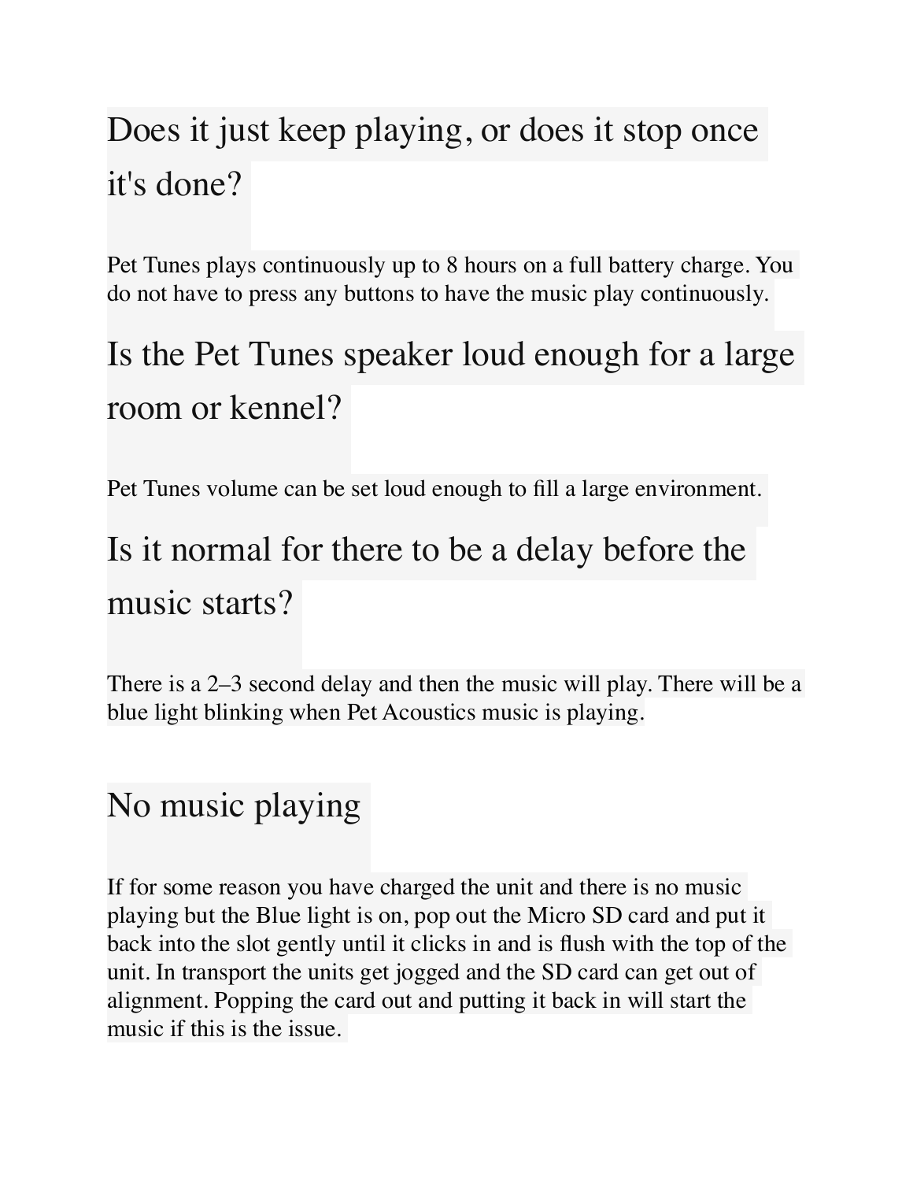## Does it just keep playing, or does it stop once it's done?

Pet Tunes plays continuously up to 8 hours on a full battery charge. You do not have to press any buttons to have the music play continuously.

## Is the Pet Tunes speaker loud enough for a large room or kennel?

Pet Tunes volume can be set loud enough to fill a large environment.

## Is it normal for there to be a delay before the music starts?

There is a 2–3 second delay and then the music will play. There will be a blue light blinking when Pet Acoustics music is playing.

## No music playing

If for some reason you have charged the unit and there is no music playing but the Blue light is on, pop out the Micro SD card and put it back into the slot gently until it clicks in and is flush with the top of the unit. In transport the units get jogged and the SD card can get out of alignment. Popping the card out and putting it back in will start the music if this is the issue.